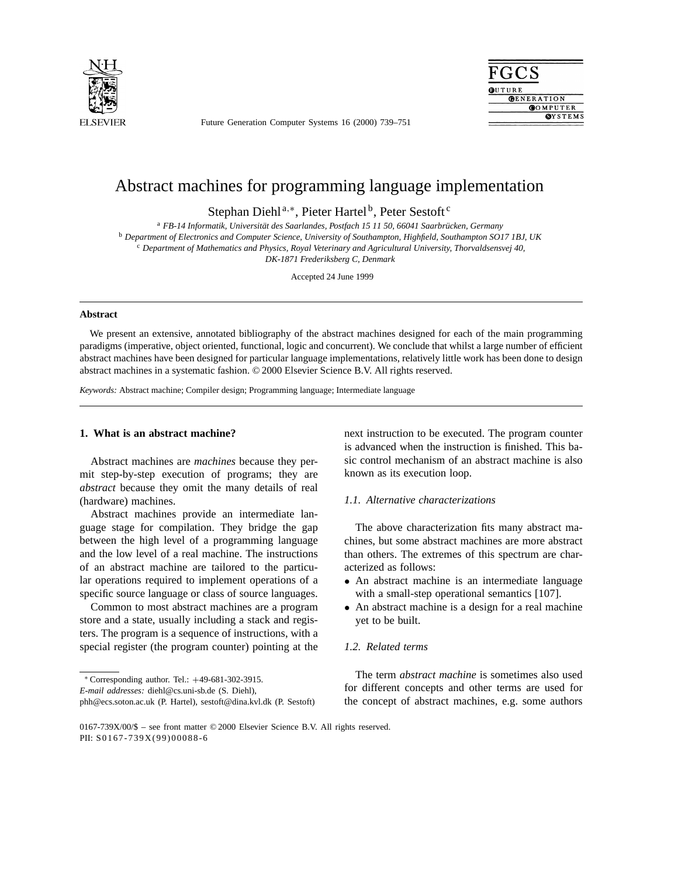# Abstract machines for programming language implementation

Stephan Diehl [a,*], Pieter Hartel [b], Peter Sestoft [c]

[a] *FB-14 Informatik, Universität des Saarlandes, Postfach 15 11 50, 66041 Saarbrücken, Germany*
[b] *Department of Electronics and Computer Science, University of Southampton, Highfield, Southampton SO17 1BJ, UK*
[c] *Department of Mathematics and Physics, Royal Veterinary and Agricultural University, Thorvaldsensvej 40, DK-1871 Frederiksberg C, Denmark*

Accepted 24 June 1999

## Abstract

We present an extensive, annotated bibliography of the abstract machines designed for each of the main programming paradigms (imperative, object oriented, functional, logic and concurrent). We conclude that whilst a large number of efficient abstract machines have been designed for particular language implementations, relatively little work has been done to design abstract machines in a systematic fashion. © 2000 Elsevier Science B.V. All rights reserved.

*Keywords:* Abstract machine; Compiler design; Programming language; Intermediate language

## 1. What is an abstract machine?

Abstract machines are *machines* because they permit step-by-step execution of programs; they are *abstract* because they omit the many details of real (hardware) machines.

Abstract machines provide an intermediate language stage for compilation. They bridge the gap between the high level of a programming language and the low level of a real machine. The instructions of an abstract machine are tailored to the particular operations required to implement operations of a specific source language or class of source languages.

Common to most abstract machines are a program store and a state, usually including a stack and registers. The program is a sequence of instructions, with a special register (the program counter) pointing at the next instruction to be executed. The program counter is advanced when the instruction is finished. This basic control mechanism of an abstract machine is also known as its execution loop.

### 1.1. Alternative characterizations

The above characterization fits many abstract machines, but some abstract machines are more abstract than others. The extremes of this spectrum are characterized as follows:

- An abstract machine is an intermediate language with a small-step operational semantics [107].
- An abstract machine is a design for a real machine yet to be built.

### 1.2. Related terms

The term *abstract machine* is sometimes also used for different concepts and other terms are used for the concept of abstract machines, e.g. some authors

---

* Corresponding author. Tel.: +49-681-302-3915.
*E-mail addresses:* diehl@cs.uni-sb.de (S. Diehl), phh@ecs.soton.ac.uk (P. Hartel), sestoft@dina.kvl.dk (P. Sestoft)

0167-739X/00/$ – see front matter © 2000 Elsevier Science B.V. All rights reserved.
PII: S0167-739X(99)00088-6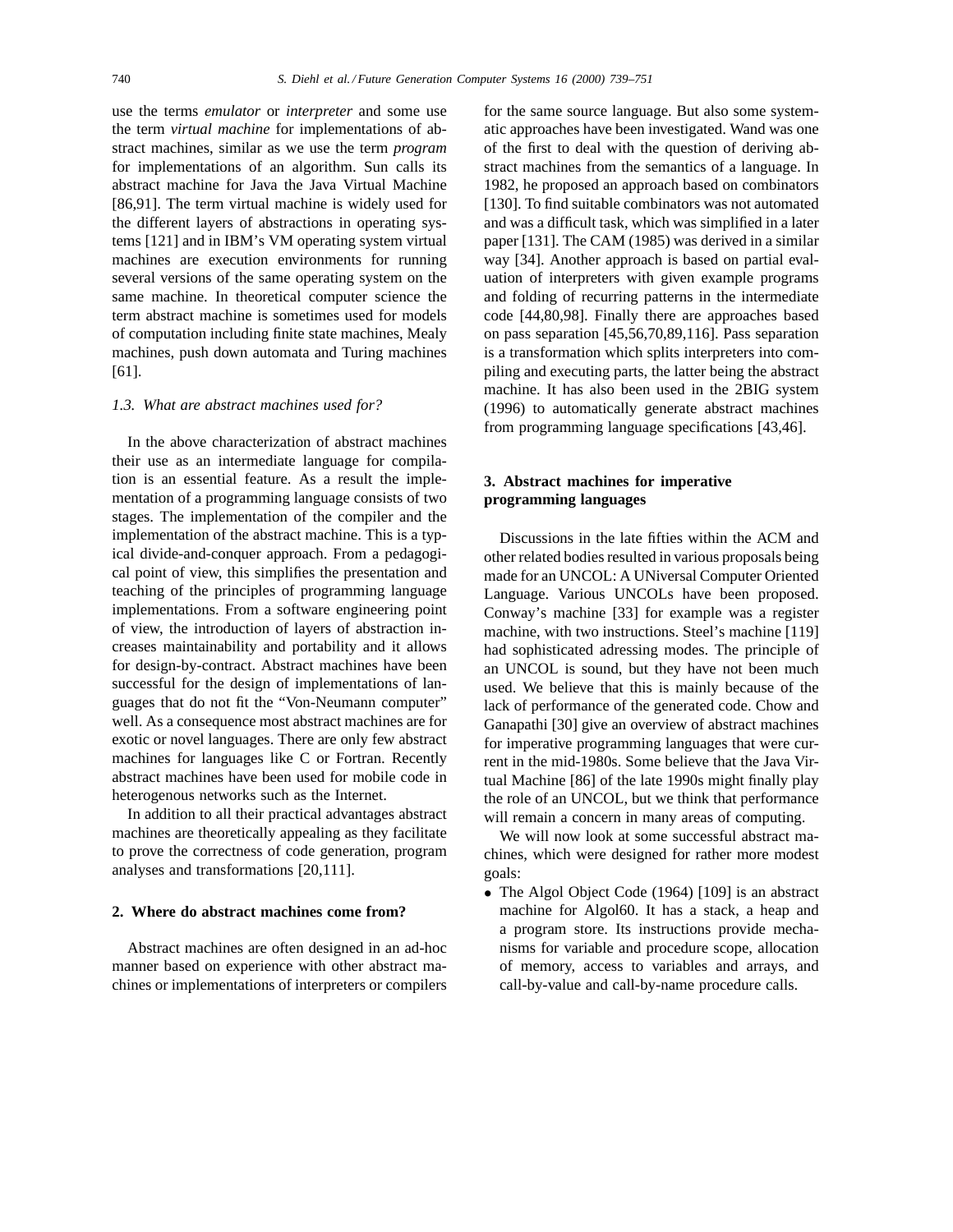use the terms *emulator* or *interpreter* and some use the term *virtual machine* for implementations of abstract machines, similar as we use the term *program* for implementations of an algorithm. Sun calls its abstract machine for Java the Java Virtual Machine [86,91]. The term virtual machine is widely used for the different layers of abstractions in operating systems [121] and in IBM's VM operating system virtual machines are execution environments for running several versions of the same operating system on the same machine. In theoretical computer science the term abstract machine is sometimes used for models of computation including finite state machines, Mealy machines, push down automata and Turing machines [61].

### *1.3. What are abstract machines used for?*

In the above characterization of abstract machines their use as an intermediate language for compilation is an essential feature. As a result the implementation of a programming language consists of two stages. The implementation of the compiler and the implementation of the abstract machine. This is a typical divide-and-conquer approach. From a pedagogical point of view, this simplifies the presentation and teaching of the principles of programming language implementations. From a software engineering point of view, the introduction of layers of abstraction increases maintainability and portability and it allows for design-by-contract. Abstract machines have been successful for the design of implementations of languages that do not fit the "Von-Neumann computer" well. As a consequence most abstract machines are for exotic or novel languages. There are only few abstract machines for languages like C or Fortran. Recently abstract machines have been used for mobile code in heterogenous networks such as the Internet.

In addition to all their practical advantages abstract machines are theoretically appealing as they facilitate to prove the correctness of code generation, program analyses and transformations [20,111].

## 2. Where do abstract machines come from?

Abstract machines are often designed in an ad-hoc manner based on experience with other abstract machines or implementations of interpreters or compilers for the same source language. But also some systematic approaches have been investigated. Wand was one of the first to deal with the question of deriving abstract machines from the semantics of a language. In 1982, he proposed an approach based on combinators [130]. To find suitable combinators was not automated and was a difficult task, which was simplified in a later paper [131]. The CAM (1985) was derived in a similar way [34]. Another approach is based on partial evaluation of interpreters with given example programs and folding of recurring patterns in the intermediate code [44,80,98]. Finally there are approaches based on pass separation [45,56,70,89,116]. Pass separation is a transformation which splits interpreters into compiling and executing parts, the latter being the abstract machine. It has also been used in the 2BIG system (1996) to automatically generate abstract machines from programming language specifications [43,46].

## 3. Abstract machines for imperative programming languages

Discussions in the late fifties within the ACM and other related bodies resulted in various proposals being made for an UNCOL: A UNiversal Computer Oriented Language. Various UNCOLs have been proposed. Conway's machine [33] for example was a register machine, with two instructions. Steel's machine [119] had sophisticated adressing modes. The principle of an UNCOL is sound, but they have not been much used. We believe that this is mainly because of the lack of performance of the generated code. Chow and Ganapathi [30] give an overview of abstract machines for imperative programming languages that were current in the mid-1980s. Some believe that the Java Virtual Machine [86] of the late 1990s might finally play the role of an UNCOL, but we think that performance will remain a concern in many areas of computing.

We will now look at some successful abstract machines, which were designed for rather more modest goals:

- The Algol Object Code (1964) [109] is an abstract machine for Algol60. It has a stack, a heap and a program store. Its instructions provide mechanisms for variable and procedure scope, allocation of memory, access to variables and arrays, and call-by-value and call-by-name procedure calls.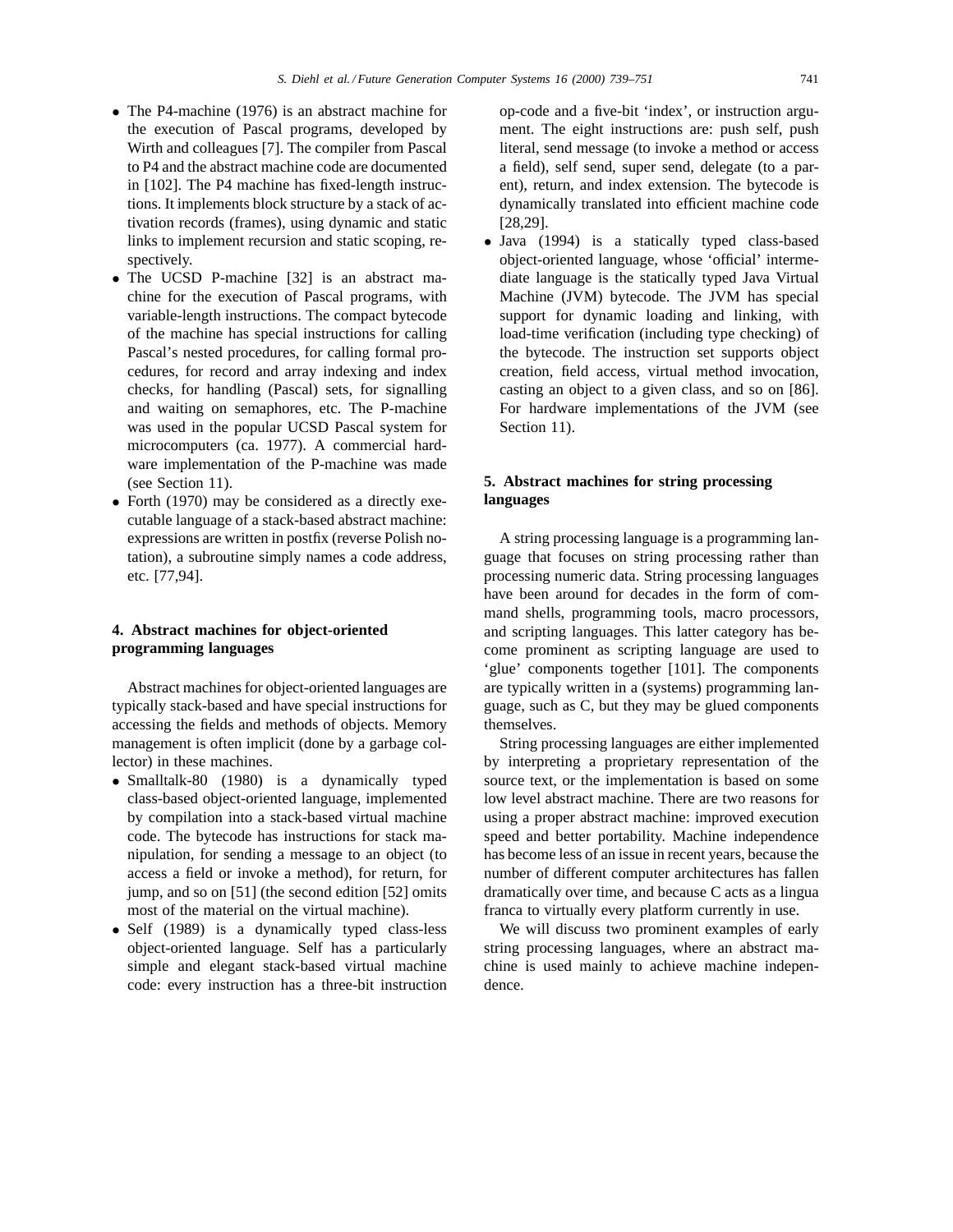- The P4-machine (1976) is an abstract machine for the execution of Pascal programs, developed by Wirth and colleagues [7]. The compiler from Pascal to P4 and the abstract machine code are documented in [102]. The P4 machine has fixed-length instructions. It implements block structure by a stack of activation records (frames), using dynamic and static links to implement recursion and static scoping, respectively.
- The UCSD P-machine [32] is an abstract machine for the execution of Pascal programs, with variable-length instructions. The compact bytecode of the machine has special instructions for calling Pascal's nested procedures, for calling formal procedures, for record and array indexing and index checks, for handling (Pascal) sets, for signalling and waiting on semaphores, etc. The P-machine was used in the popular UCSD Pascal system for microcomputers (ca. 1977). A commercial hardware implementation of the P-machine was made (see Section 11).
- Forth (1970) may be considered as a directly executable language of a stack-based abstract machine: expressions are written in postfix (reverse Polish notation), a subroutine simply names a code address, etc. [77,94].

## 4. Abstract machines for object-oriented programming languages

Abstract machines for object-oriented languages are typically stack-based and have special instructions for accessing the fields and methods of objects. Memory management is often implicit (done by a garbage collector) in these machines.

- Smalltalk-80 (1980) is a dynamically typed class-based object-oriented language, implemented by compilation into a stack-based virtual machine code. The bytecode has instructions for stack manipulation, for sending a message to an object (to access a field or invoke a method), for return, for jump, and so on [51] (the second edition [52] omits most of the material on the virtual machine).
- Self (1989) is a dynamically typed class-less object-oriented language. Self has a particularly simple and elegant stack-based virtual machine code: every instruction has a three-bit instruction op-code and a five-bit 'index', or instruction argument. The eight instructions are: push self, push literal, send message (to invoke a method or access a field), self send, super send, delegate (to a parent), return, and index extension. The bytecode is dynamically translated into efficient machine code [28,29].
- Java (1994) is a statically typed class-based object-oriented language, whose 'official' intermediate language is the statically typed Java Virtual Machine (JVM) bytecode. The JVM has special support for dynamic loading and linking, with load-time verification (including type checking) of the bytecode. The instruction set supports object creation, field access, virtual method invocation, casting an object to a given class, and so on [86]. For hardware implementations of the JVM (see Section 11).

## 5. Abstract machines for string processing languages

A string processing language is a programming language that focuses on string processing rather than processing numeric data. String processing languages have been around for decades in the form of command shells, programming tools, macro processors, and scripting languages. This latter category has become prominent as scripting language are used to 'glue' components together [101]. The components are typically written in a (systems) programming language, such as C, but they may be glued components themselves.

String processing languages are either implemented by interpreting a proprietary representation of the source text, or the implementation is based on some low level abstract machine. There are two reasons for using a proper abstract machine: improved execution speed and better portability. Machine independence has become less of an issue in recent years, because the number of different computer architectures has fallen dramatically over time, and because C acts as a lingua franca to virtually every platform currently in use.

We will discuss two prominent examples of early string processing languages, where an abstract machine is used mainly to achieve machine independence.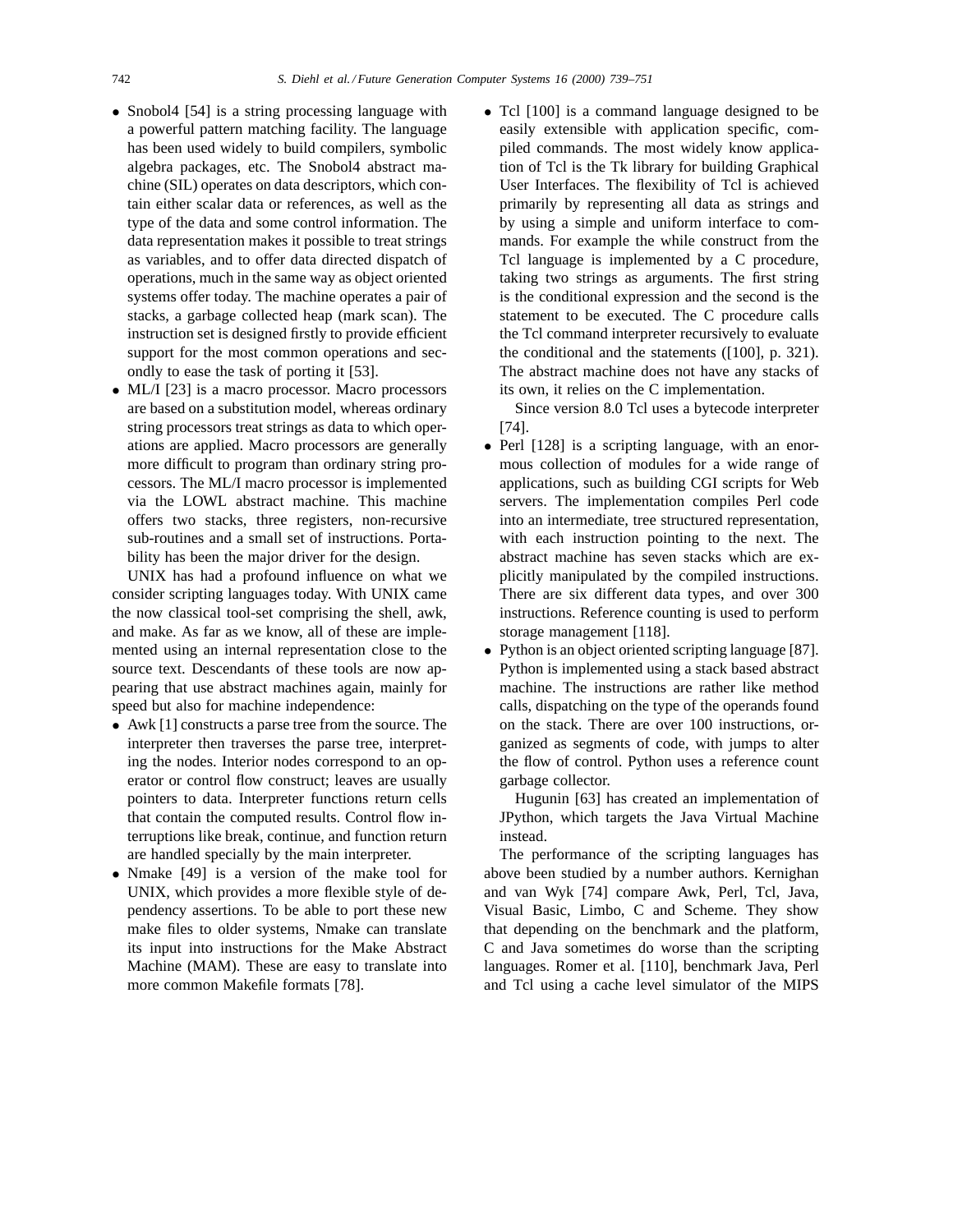- Snobol4 [54] is a string processing language with a powerful pattern matching facility. The language has been used widely to build compilers, symbolic algebra packages, etc. The Snobol4 abstract machine (SIL) operates on data descriptors, which contain either scalar data or references, as well as the type of the data and some control information. The data representation makes it possible to treat strings as variables, and to offer data directed dispatch of operations, much in the same way as object oriented systems offer today. The machine operates a pair of stacks, a garbage collected heap (mark scan). The instruction set is designed firstly to provide efficient support for the most common operations and secondly to ease the task of porting it [53].
- ML/I [23] is a macro processor. Macro processors are based on a substitution model, whereas ordinary string processors treat strings as data to which operations are applied. Macro processors are generally more difficult to program than ordinary string processors. The ML/I macro processor is implemented via the LOWL abstract machine. This machine offers two stacks, three registers, non-recursive sub-routines and a small set of instructions. Portability has been the major driver for the design.

UNIX has had a profound influence on what we consider scripting languages today. With UNIX came the now classical tool-set comprising the shell, awk, and make. As far as we know, all of these are implemented using an internal representation close to the source text. Descendants of these tools are now appearing that use abstract machines again, mainly for speed but also for machine independence:

- Awk [1] constructs a parse tree from the source. The interpreter then traverses the parse tree, interpreting the nodes. Interior nodes correspond to an operator or control flow construct; leaves are usually pointers to data. Interpreter functions return cells that contain the computed results. Control flow interruptions like break, continue, and function return are handled specially by the main interpreter.
- Nmake [49] is a version of the make tool for UNIX, which provides a more flexible style of dependency assertions. To be able to port these new make files to older systems, Nmake can translate its input into instructions for the Make Abstract Machine (MAM). These are easy to translate into more common Makefile formats [78].
- Tcl [100] is a command language designed to be easily extensible with application specific, compiled commands. The most widely know application of Tcl is the Tk library for building Graphical User Interfaces. The flexibility of Tcl is achieved primarily by representing all data as strings and by using a simple and uniform interface to commands. For example the while construct from the Tcl language is implemented by a C procedure, taking two strings as arguments. The first string is the conditional expression and the second is the statement to be executed. The C procedure calls the Tcl command interpreter recursively to evaluate the conditional and the statements ([100], p. 321). The abstract machine does not have any stacks of its own, it relies on the C implementation.

  Since version 8.0 Tcl uses a bytecode interpreter [74].
- Perl [128] is a scripting language, with an enormous collection of modules for a wide range of applications, such as building CGI scripts for Web servers. The implementation compiles Perl code into an intermediate, tree structured representation, with each instruction pointing to the next. The abstract machine has seven stacks which are explicitly manipulated by the compiled instructions. There are six different data types, and over 300 instructions. Reference counting is used to perform storage management [118].
- Python is an object oriented scripting language [87]. Python is implemented using a stack based abstract machine. The instructions are rather like method calls, dispatching on the type of the operands found on the stack. There are over 100 instructions, organized as segments of code, with jumps to alter the flow of control. Python uses a reference count garbage collector.

  Hugunin [63] has created an implementation of JPython, which targets the Java Virtual Machine instead.

The performance of the scripting languages has above been studied by a number authors. Kernighan and van Wyk [74] compare Awk, Perl, Tcl, Java, Visual Basic, Limbo, C and Scheme. They show that depending on the benchmark and the platform, C and Java sometimes do worse than the scripting languages. Romer et al. [110], benchmark Java, Perl and Tcl using a cache level simulator of the MIPS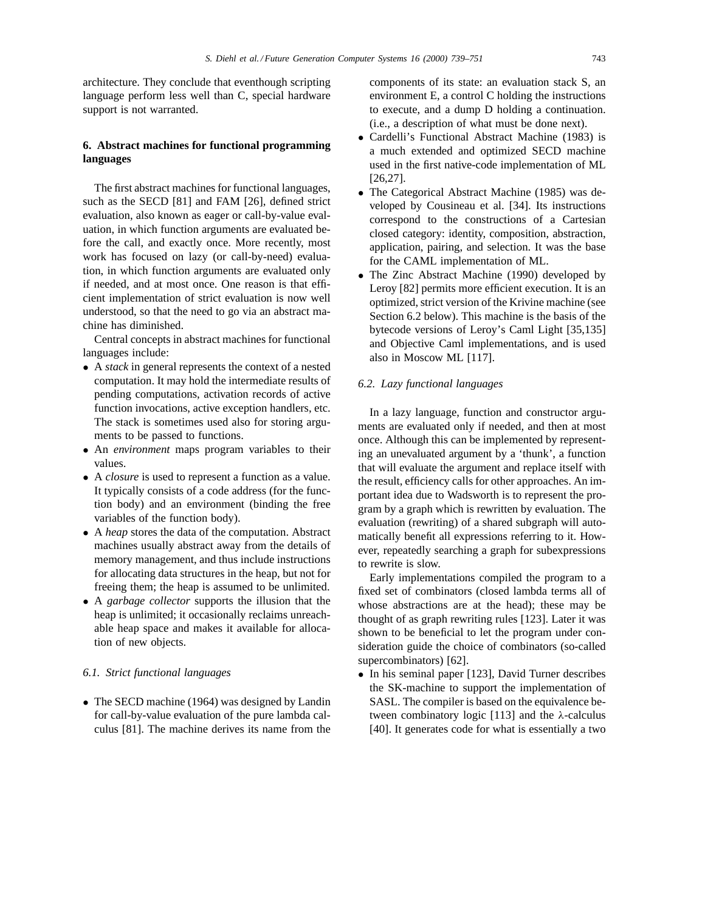architecture. They conclude that eventhough scripting language perform less well than C, special hardware support is not warranted.

## 6. Abstract machines for functional programming languages

The first abstract machines for functional languages, such as the SECD [81] and FAM [26], defined strict evaluation, also known as eager or call-by-value evaluation, in which function arguments are evaluated before the call, and exactly once. More recently, most work has focused on lazy (or call-by-need) evaluation, in which function arguments are evaluated only if needed, and at most once. One reason is that efficient implementation of strict evaluation is now well understood, so that the need to go via an abstract machine has diminished.

Central concepts in abstract machines for functional languages include:

- A *stack* in general represents the context of a nested computation. It may hold the intermediate results of pending computations, activation records of active function invocations, active exception handlers, etc. The stack is sometimes used also for storing arguments to be passed to functions.
- An *environment* maps program variables to their values.
- A *closure* is used to represent a function as a value. It typically consists of a code address (for the function body) and an environment (binding the free variables of the function body).
- A *heap* stores the data of the computation. Abstract machines usually abstract away from the details of memory management, and thus include instructions for allocating data structures in the heap, but not for freeing them; the heap is assumed to be unlimited.
- A *garbage collector* supports the illusion that the heap is unlimited; it occasionally reclaims unreachable heap space and makes it available for allocation of new objects.

### 6.1. Strict functional languages

- The SECD machine (1964) was designed by Landin for call-by-value evaluation of the pure lambda calculus [81]. The machine derives its name from the components of its state: an evaluation stack S, an environment E, a control C holding the instructions to execute, and a dump D holding a continuation. (i.e., a description of what must be done next).
- Cardelli's Functional Abstract Machine (1983) is a much extended and optimized SECD machine used in the first native-code implementation of ML [26,27].
- The Categorical Abstract Machine (1985) was developed by Cousineau et al. [34]. Its instructions correspond to the constructions of a Cartesian closed category: identity, composition, abstraction, application, pairing, and selection. It was the base for the CAML implementation of ML.
- The Zinc Abstract Machine (1990) developed by Leroy [82] permits more efficient execution. It is an optimized, strict version of the Krivine machine (see Section 6.2 below). This machine is the basis of the bytecode versions of Leroy's Caml Light [35,135] and Objective Caml implementations, and is used also in Moscow ML [117].

### 6.2. Lazy functional languages

In a lazy language, function and constructor arguments are evaluated only if needed, and then at most once. Although this can be implemented by representing an unevaluated argument by a 'thunk', a function that will evaluate the argument and replace itself with the result, efficiency calls for other approaches. An important idea due to Wadsworth is to represent the program by a graph which is rewritten by evaluation. The evaluation (rewriting) of a shared subgraph will automatically benefit all expressions referring to it. However, repeatedly searching a graph for subexpressions to rewrite is slow.

Early implementations compiled the program to a fixed set of combinators (closed lambda terms all of whose abstractions are at the head); these may be thought of as graph rewriting rules [123]. Later it was shown to be beneficial to let the program under consideration guide the choice of combinators (so-called supercombinators) [62].

- In his seminal paper [123], David Turner describes the SK-machine to support the implementation of SASL. The compiler is based on the equivalence between combinatory logic [113] and the $\lambda$-calculus [40]. It generates code for what is essentially a two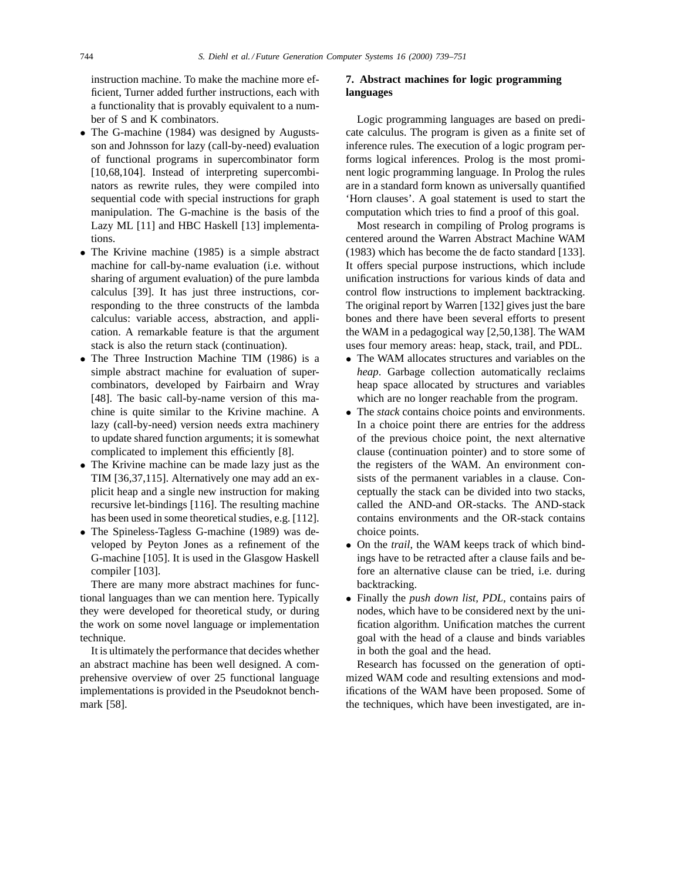instruction machine. To make the machine more efficient, Turner added further instructions, each with a functionality that is provably equivalent to a number of S and K combinators.

- The G-machine (1984) was designed by Augustsson and Johnsson for lazy (call-by-need) evaluation of functional programs in supercombinator form [10,68,104]. Instead of interpreting supercombinators as rewrite rules, they were compiled into sequential code with special instructions for graph manipulation. The G-machine is the basis of the Lazy ML [11] and HBC Haskell [13] implementations.
- The Krivine machine (1985) is a simple abstract machine for call-by-name evaluation (i.e. without sharing of argument evaluation) of the pure lambda calculus [39]. It has just three instructions, corresponding to the three constructs of the lambda calculus: variable access, abstraction, and application. A remarkable feature is that the argument stack is also the return stack (continuation).
- The Three Instruction Machine TIM (1986) is a simple abstract machine for evaluation of supercombinators, developed by Fairbairn and Wray [48]. The basic call-by-name version of this machine is quite similar to the Krivine machine. A lazy (call-by-need) version needs extra machinery to update shared function arguments; it is somewhat complicated to implement this efficiently [8].
- The Krivine machine can be made lazy just as the TIM [36,37,115]. Alternatively one may add an explicit heap and a single new instruction for making recursive let-bindings [116]. The resulting machine has been used in some theoretical studies, e.g. [112].
- The Spineless-Tagless G-machine (1989) was developed by Peyton Jones as a refinement of the G-machine [105]. It is used in the Glasgow Haskell compiler [103].

There are many more abstract machines for functional languages than we can mention here. Typically they were developed for theoretical study, or during the work on some novel language or implementation technique.

It is ultimately the performance that decides whether an abstract machine has been well designed. A comprehensive overview of over 25 functional language implementations is provided in the Pseudoknot benchmark [58].

## 7. Abstract machines for logic programming languages

Logic programming languages are based on predicate calculus. The program is given as a finite set of inference rules. The execution of a logic program performs logical inferences. Prolog is the most prominent logic programming language. In Prolog the rules are in a standard form known as universally quantified 'Horn clauses'. A goal statement is used to start the computation which tries to find a proof of this goal.

Most research in compiling of Prolog programs is centered around the Warren Abstract Machine WAM (1983) which has become the de facto standard [133]. It offers special purpose instructions, which include unification instructions for various kinds of data and control flow instructions to implement backtracking. The original report by Warren [132] gives just the bare bones and there have been several efforts to present the WAM in a pedagogical way [2,50,138]. The WAM uses four memory areas: heap, stack, trail, and PDL.

- The WAM allocates structures and variables on the *heap*. Garbage collection automatically reclaims heap space allocated by structures and variables which are no longer reachable from the program.
- The *stack* contains choice points and environments. In a choice point there are entries for the address of the previous choice point, the next alternative clause (continuation pointer) and to store some of the registers of the WAM. An environment consists of the permanent variables in a clause. Conceptually the stack can be divided into two stacks, called the AND-and OR-stacks. The AND-stack contains environments and the OR-stack contains choice points.
- On the *trail*, the WAM keeps track of which bindings have to be retracted after a clause fails and before an alternative clause can be tried, i.e. during backtracking.
- Finally the *push down list, PDL*, contains pairs of nodes, which have to be considered next by the unification algorithm. Unification matches the current goal with the head of a clause and binds variables in both the goal and the head.

Research has focussed on the generation of optimized WAM code and resulting extensions and modifications of the WAM have been proposed. Some of the techniques, which have been investigated, are in-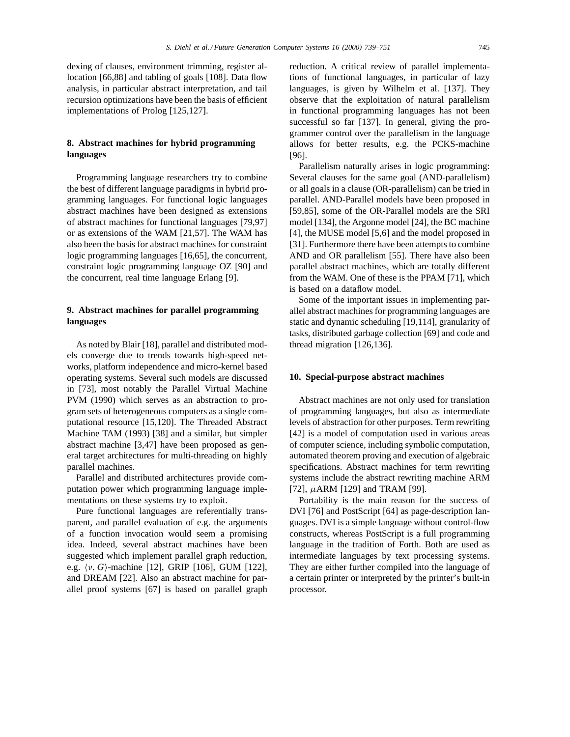dexing of clauses, environment trimming, register allocation [66,88] and tabling of goals [108]. Data flow analysis, in particular abstract interpretation, and tail recursion optimizations have been the basis of efficient implementations of Prolog [125,127].

## 8. Abstract machines for hybrid programming languages

Programming language researchers try to combine the best of different language paradigms in hybrid programming languages. For functional logic languages abstract machines have been designed as extensions of abstract machines for functional languages [79,97] or as extensions of the WAM [21,57]. The WAM has also been the basis for abstract machines for constraint logic programming languages [16,65], the concurrent, constraint logic programming language OZ [90] and the concurrent, real time language Erlang [9].

## 9. Abstract machines for parallel programming languages

As noted by Blair [18], parallel and distributed models converge due to trends towards high-speed networks, platform independence and micro-kernel based operating systems. Several such models are discussed in [73], most notably the Parallel Virtual Machine PVM (1990) which serves as an abstraction to program sets of heterogeneous computers as a single computational resource [15,120]. The Threaded Abstract Machine TAM (1993) [38] and a similar, but simpler abstract machine [3,47] have been proposed as general target architectures for multi-threading on highly parallel machines.

Parallel and distributed architectures provide computation power which programming language implementations on these systems try to exploit.

Pure functional languages are referentially transparent, and parallel evaluation of e.g. the arguments of a function invocation would seem a promising idea. Indeed, several abstract machines have been suggested which implement parallel graph reduction, e.g. $\langle \nu, G \rangle$-machine [12], GRIP [106], GUM [122], and DREAM [22]. Also an abstract machine for parallel proof systems [67] is based on parallel graph reduction. A critical review of parallel implementations of functional languages, in particular of lazy languages, is given by Wilhelm et al. [137]. They observe that the exploitation of natural parallelism in functional programming languages has not been successful so far [137]. In general, giving the programmer control over the parallelism in the language allows for better results, e.g. the PCKS-machine [96].

Parallelism naturally arises in logic programming: Several clauses for the same goal (AND-parallelism) or all goals in a clause (OR-parallelism) can be tried in parallel. AND-Parallel models have been proposed in [59,85], some of the OR-Parallel models are the SRI model [134], the Argonne model [24], the BC machine [4], the MUSE model [5,6] and the model proposed in [31]. Furthermore there have been attempts to combine AND and OR parallelism [55]. There have also been parallel abstract machines, which are totally different from the WAM. One of these is the PPAM [71], which is based on a dataflow model.

Some of the important issues in implementing parallel abstract machines for programming languages are static and dynamic scheduling [19,114], granularity of tasks, distributed garbage collection [69] and code and thread migration [126,136].

## 10. Special-purpose abstract machines

Abstract machines are not only used for translation of programming languages, but also as intermediate levels of abstraction for other purposes. Term rewriting [42] is a model of computation used in various areas of computer science, including symbolic computation, automated theorem proving and execution of algebraic specifications. Abstract machines for term rewriting systems include the abstract rewriting machine ARM [72], $\mu$ARM [129] and TRAM [99].

Portability is the main reason for the success of DVI [76] and PostScript [64] as page-description languages. DVI is a simple language without control-flow constructs, whereas PostScript is a full programming language in the tradition of Forth. Both are used as intermediate languages by text processing systems. They are either further compiled into the language of a certain printer or interpreted by the printer's built-in processor.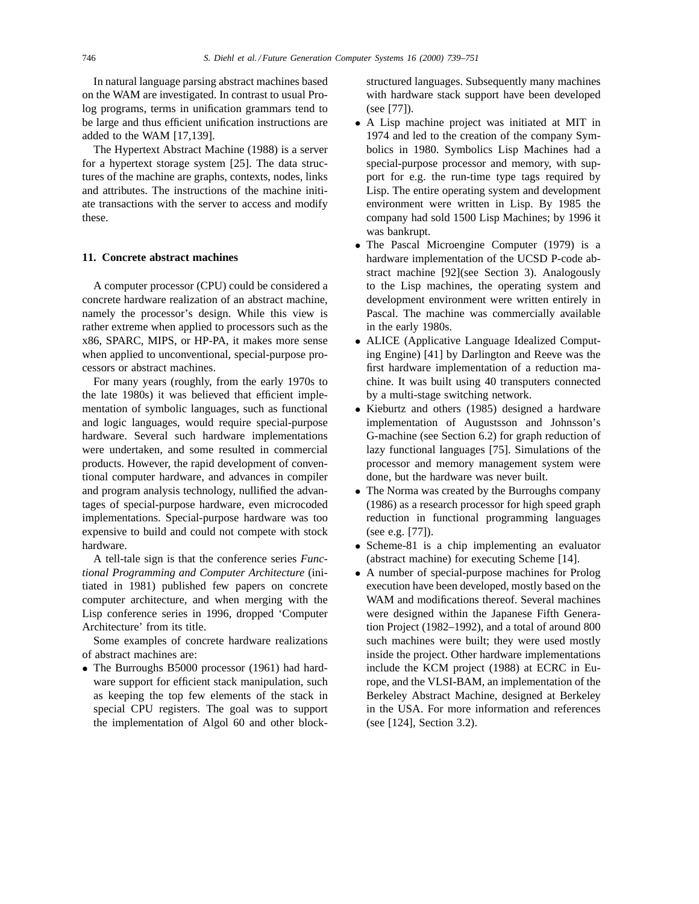In natural language parsing abstract machines based on the WAM are investigated. In contrast to usual Prolog programs, terms in unification grammars tend to be large and thus efficient unification instructions are added to the WAM [17,139].

The Hypertext Abstract Machine (1988) is a server for a hypertext storage system [25]. The data structures of the machine are graphs, contexts, nodes, links and attributes. The instructions of the machine initiate transactions with the server to access and modify these.

## 11. Concrete abstract machines

A computer processor (CPU) could be considered a concrete hardware realization of an abstract machine, namely the processor's design. While this view is rather extreme when applied to processors such as the x86, SPARC, MIPS, or HP-PA, it makes more sense when applied to unconventional, special-purpose processors or abstract machines.

For many years (roughly, from the early 1970s to the late 1980s) it was believed that efficient implementation of symbolic languages, such as functional and logic languages, would require special-purpose hardware. Several such hardware implementations were undertaken, and some resulted in commercial products. However, the rapid development of conventional computer hardware, and advances in compiler and program analysis technology, nullified the advantages of special-purpose hardware, even microcoded implementations. Special-purpose hardware was too expensive to build and could not compete with stock hardware.

A tell-tale sign is that the conference series *Functional Programming and Computer Architecture* (initiated in 1981) published few papers on concrete computer architecture, and when merging with the Lisp conference series in 1996, dropped 'Computer Architecture' from its title.

Some examples of concrete hardware realizations of abstract machines are:

- The Burroughs B5000 processor (1961) had hardware support for efficient stack manipulation, such as keeping the top few elements of the stack in special CPU registers. The goal was to support the implementation of Algol 60 and other block-structured languages. Subsequently many machines with hardware stack support have been developed (see [77]).
- A Lisp machine project was initiated at MIT in 1974 and led to the creation of the company Symbolics in 1980. Symbolics Lisp Machines had a special-purpose processor and memory, with support for e.g. the run-time type tags required by Lisp. The entire operating system and development environment were written in Lisp. By 1985 the company had sold 1500 Lisp Machines; by 1996 it was bankrupt.
- The Pascal Microengine Computer (1979) is a hardware implementation of the UCSD P-code abstract machine [92](see Section 3). Analogously to the Lisp machines, the operating system and development environment were written entirely in Pascal. The machine was commercially available in the early 1980s.
- ALICE (Applicative Language Idealized Computing Engine) [41] by Darlington and Reeve was the first hardware implementation of a reduction machine. It was built using 40 transputers connected by a multi-stage switching network.
- Kieburtz and others (1985) designed a hardware implementation of Augustsson and Johnsson's G-machine (see Section 6.2) for graph reduction of lazy functional languages [75]. Simulations of the processor and memory management system were done, but the hardware was never built.
- The Norma was created by the Burroughs company (1986) as a research processor for high speed graph reduction in functional programming languages (see e.g. [77]).
- Scheme-81 is a chip implementing an evaluator (abstract machine) for executing Scheme [14].
- A number of special-purpose machines for Prolog execution have been developed, mostly based on the WAM and modifications thereof. Several machines were designed within the Japanese Fifth Generation Project (1982–1992), and a total of around 800 such machines were built; they were used mostly inside the project. Other hardware implementations include the KCM project (1988) at ECRC in Europe, and the VLSI-BAM, an implementation of the Berkeley Abstract Machine, designed at Berkeley in the USA. For more information and references (see [124], Section 3.2).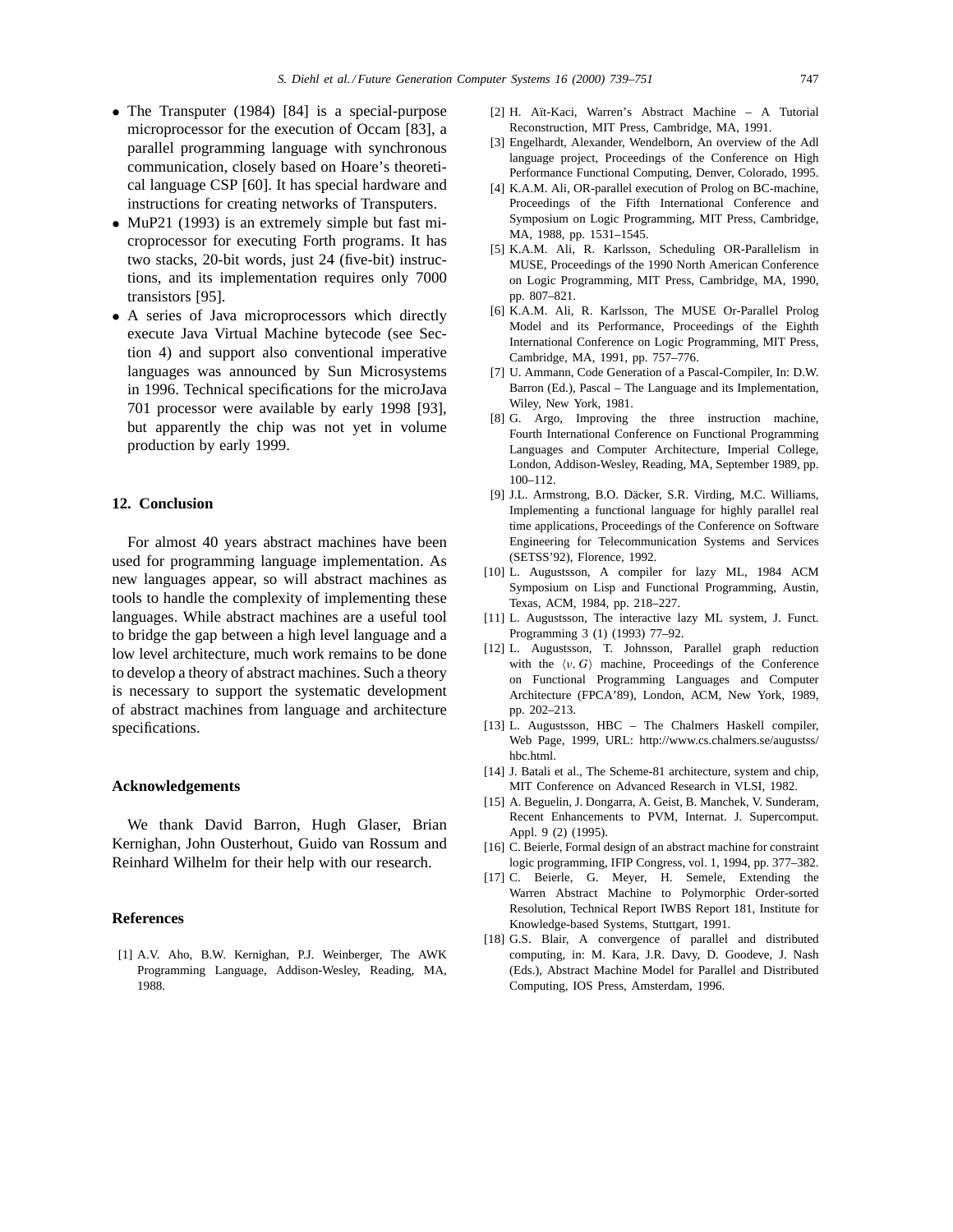- The Transputer (1984) [84] is a special-purpose microprocessor for the execution of Occam [83], a parallel programming language with synchronous communication, closely based on Hoare's theoretical language CSP [60]. It has special hardware and instructions for creating networks of Transputers.
- MuP21 (1993) is an extremely simple but fast microprocessor for executing Forth programs. It has two stacks, 20-bit words, just 24 (five-bit) instructions, and its implementation requires only 7000 transistors [95].
- A series of Java microprocessors which directly execute Java Virtual Machine bytecode (see Section 4) and support also conventional imperative languages was announced by Sun Microsystems in 1996. Technical specifications for the microJava 701 processor were available by early 1998 [93], but apparently the chip was not yet in volume production by early 1999.

## 12. Conclusion

For almost 40 years abstract machines have been used for programming language implementation. As new languages appear, so will abstract machines as tools to handle the complexity of implementing these languages. While abstract machines are a useful tool to bridge the gap between a high level language and a low level architecture, much work remains to be done to develop a theory of abstract machines. Such a theory is necessary to support the systematic development of abstract machines from language and architecture specifications.

## Acknowledgements

We thank David Barron, Hugh Glaser, Brian Kernighan, John Ousterhout, Guido van Rossum and Reinhard Wilhelm for their help with our research.

## References

[1] A.V. Aho, B.W. Kernighan, P.J. Weinberger, The AWK Programming Language, Addison-Wesley, Reading, MA, 1988.

[2] H. Aït-Kaci, Warren's Abstract Machine – A Tutorial Reconstruction, MIT Press, Cambridge, MA, 1991.

[3] Engelhardt, Alexander, Wendelborn, An overview of the Adl language project, Proceedings of the Conference on High Performance Functional Computing, Denver, Colorado, 1995.

[4] K.A.M. Ali, OR-parallel execution of Prolog on BC-machine, Proceedings of the Fifth International Conference and Symposium on Logic Programming, MIT Press, Cambridge, MA, 1988, pp. 1531–1545.

[5] K.A.M. Ali, R. Karlsson, Scheduling OR-Parallelism in MUSE, Proceedings of the 1990 North American Conference on Logic Programming, MIT Press, Cambridge, MA, 1990, pp. 807–821.

[6] K.A.M. Ali, R. Karlsson, The MUSE Or-Parallel Prolog Model and its Performance, Proceedings of the Eighth International Conference on Logic Programming, MIT Press, Cambridge, MA, 1991, pp. 757–776.

[7] U. Ammann, Code Generation of a Pascal-Compiler, In: D.W. Barron (Ed.), Pascal – The Language and its Implementation, Wiley, New York, 1981.

[8] G. Argo, Improving the three instruction machine, Fourth International Conference on Functional Programming Languages and Computer Architecture, Imperial College, London, Addison-Wesley, Reading, MA, September 1989, pp. 100–112.

[9] J.L. Armstrong, B.O. Däcker, S.R. Virding, M.C. Williams, Implementing a functional language for highly parallel real time applications, Proceedings of the Conference on Software Engineering for Telecommunication Systems and Services (SETSS'92), Florence, 1992.

[10] L. Augustsson, A compiler for lazy ML, 1984 ACM Symposium on Lisp and Functional Programming, Austin, Texas, ACM, 1984, pp. 218–227.

[11] L. Augustsson, The interactive lazy ML system, J. Funct. Programming 3 (1) (1993) 77–92.

[12] L. Augustsson, T. Johnsson, Parallel graph reduction with the $\langle \nu, G \rangle$ machine, Proceedings of the Conference on Functional Programming Languages and Computer Architecture (FPCA'89), London, ACM, New York, 1989, pp. 202–213.

[13] L. Augustsson, HBC – The Chalmers Haskell compiler, Web Page, 1999, URL: http://www.cs.chalmers.se/augustss/hbc.html.

[14] J. Batali et al., The Scheme-81 architecture, system and chip, MIT Conference on Advanced Research in VLSI, 1982.

[15] A. Beguelin, J. Dongarra, A. Geist, B. Manchek, V. Sunderam, Recent Enhancements to PVM, Internat. J. Supercomput. Appl. 9 (2) (1995).

[16] C. Beierle, Formal design of an abstract machine for constraint logic programming, IFIP Congress, vol. 1, 1994, pp. 377–382.

[17] C. Beierle, G. Meyer, H. Semele, Extending the Warren Abstract Machine to Polymorphic Order-sorted Resolution, Technical Report IWBS Report 181, Institute for Knowledge-based Systems, Stuttgart, 1991.

[18] G.S. Blair, A convergence of parallel and distributed computing, in: M. Kara, J.R. Davy, D. Goodeve, J. Nash (Eds.), Abstract Machine Model for Parallel and Distributed Computing, IOS Press, Amsterdam, 1996.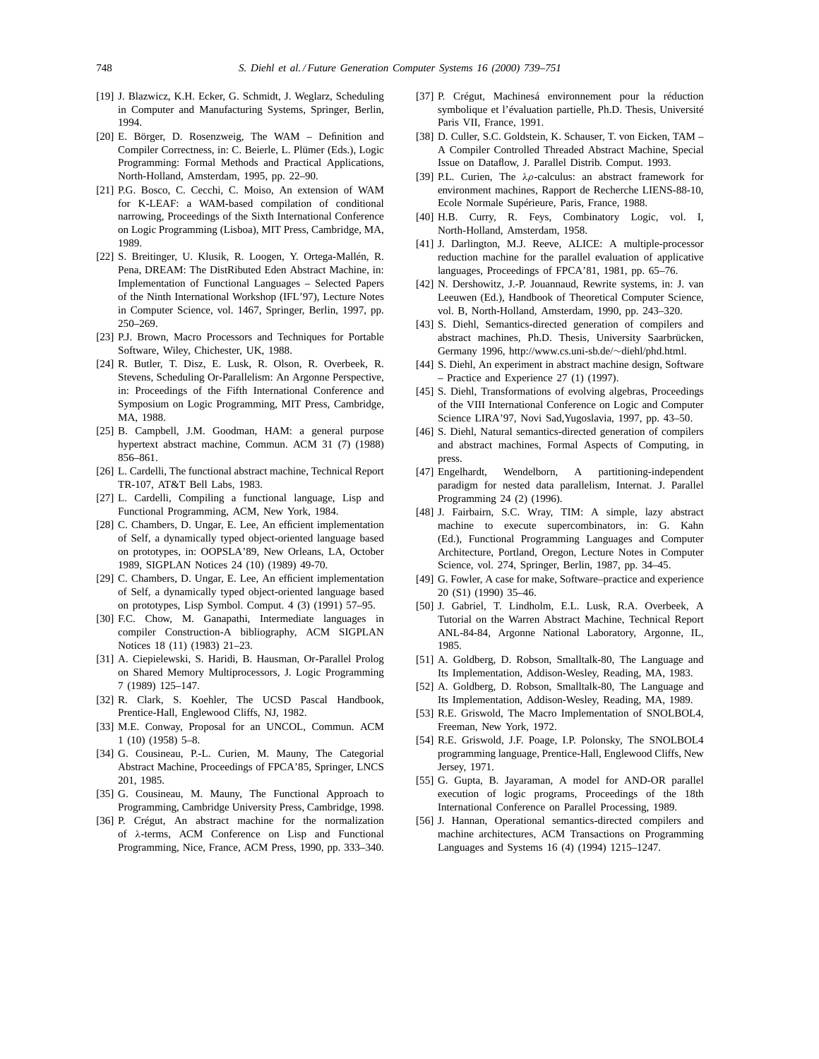[19] J. Blazwicz, K.H. Ecker, G. Schmidt, J. Weglarz, Scheduling in Computer and Manufacturing Systems, Springer, Berlin, 1994.

[20] E. Börger, D. Rosenzweig, The WAM – Definition and Compiler Correctness, in: C. Beierle, L. Plümer (Eds.), Logic Programming: Formal Methods and Practical Applications, North-Holland, Amsterdam, 1995, pp. 22–90.

[21] P.G. Bosco, C. Cecchi, C. Moiso, An extension of WAM for K-LEAF: a WAM-based compilation of conditional narrowing, Proceedings of the Sixth International Conference on Logic Programming (Lisboa), MIT Press, Cambridge, MA, 1989.

[22] S. Breitinger, U. Klusik, R. Loogen, Y. Ortega-Mallén, R. Pena, DREAM: The DistRibuted Eden Abstract Machine, in: Implementation of Functional Languages – Selected Papers of the Ninth International Workshop (IFL'97), Lecture Notes in Computer Science, vol. 1467, Springer, Berlin, 1997, pp. 250–269.

[23] P.J. Brown, Macro Processors and Techniques for Portable Software, Wiley, Chichester, UK, 1988.

[24] R. Butler, T. Disz, E. Lusk, R. Olson, R. Overbeek, R. Stevens, Scheduling Or-Parallelism: An Argonne Perspective, in: Proceedings of the Fifth International Conference and Symposium on Logic Programming, MIT Press, Cambridge, MA, 1988.

[25] B. Campbell, J.M. Goodman, HAM: a general purpose hypertext abstract machine, Commun. ACM 31 (7) (1988) 856–861.

[26] L. Cardelli, The functional abstract machine, Technical Report TR-107, AT&T Bell Labs, 1983.

[27] L. Cardelli, Compiling a functional language, Lisp and Functional Programming, ACM, New York, 1984.

[28] C. Chambers, D. Ungar, E. Lee, An efficient implementation of Self, a dynamically typed object-oriented language based on prototypes, in: OOPSLA'89, New Orleans, LA, October 1989, SIGPLAN Notices 24 (10) (1989) 49-70.

[29] C. Chambers, D. Ungar, E. Lee, An efficient implementation of Self, a dynamically typed object-oriented language based on prototypes, Lisp Symbol. Comput. 4 (3) (1991) 57–95.

[30] F.C. Chow, M. Ganapathi, Intermediate languages in compiler Construction-A bibliography, ACM SIGPLAN Notices 18 (11) (1983) 21–23.

[31] A. Ciepielewski, S. Haridi, B. Hausman, Or-Parallel Prolog on Shared Memory Multiprocessors, J. Logic Programming 7 (1989) 125–147.

[32] R. Clark, S. Koehler, The UCSD Pascal Handbook, Prentice-Hall, Englewood Cliffs, NJ, 1982.

[33] M.E. Conway, Proposal for an UNCOL, Commun. ACM 1 (10) (1958) 5–8.

[34] G. Cousineau, P.-L. Curien, M. Mauny, The Categorial Abstract Machine, Proceedings of FPCA'85, Springer, LNCS 201, 1985.

[35] G. Cousineau, M. Mauny, The Functional Approach to Programming, Cambridge University Press, Cambridge, 1998.

[36] P. Crégut, An abstract machine for the normalization of λ-terms, ACM Conference on Lisp and Functional Programming, Nice, France, ACM Press, 1990, pp. 333–340.

[37] P. Crégut, Machinesá environnement pour la réduction symbolique et l'évaluation partielle, Ph.D. Thesis, Université Paris VII, France, 1991.

[38] D. Culler, S.C. Goldstein, K. Schauser, T. von Eicken, TAM – A Compiler Controlled Threaded Abstract Machine, Special Issue on Dataflow, J. Parallel Distrib. Comput. 1993.

[39] P.L. Curien, The $\lambda\rho$-calculus: an abstract framework for environment machines, Rapport de Recherche LIENS-88-10, Ecole Normale Supérieure, Paris, France, 1988.

[40] H.B. Curry, R. Feys, Combinatory Logic, vol. I, North-Holland, Amsterdam, 1958.

[41] J. Darlington, M.J. Reeve, ALICE: A multiple-processor reduction machine for the parallel evaluation of applicative languages, Proceedings of FPCA'81, 1981, pp. 65–76.

[42] N. Dershowitz, J.-P. Jouannaud, Rewrite systems, in: J. van Leeuwen (Ed.), Handbook of Theoretical Computer Science, vol. B, North-Holland, Amsterdam, 1990, pp. 243–320.

[43] S. Diehl, Semantics-directed generation of compilers and abstract machines, Ph.D. Thesis, University Saarbrücken, Germany 1996, http://www.cs.uni-sb.de/∼diehl/phd.html.

[44] S. Diehl, An experiment in abstract machine design, Software – Practice and Experience 27 (1) (1997).

[45] S. Diehl, Transformations of evolving algebras, Proceedings of the VIII International Conference on Logic and Computer Science LIRA'97, Novi Sad,Yugoslavia, 1997, pp. 43–50.

[46] S. Diehl, Natural semantics-directed generation of compilers and abstract machines, Formal Aspects of Computing, in press.

[47] Engelhardt, Wendelborn, A partitioning-independent paradigm for nested data parallelism, Internat. J. Parallel Programming 24 (2) (1996).

[48] J. Fairbairn, S.C. Wray, TIM: A simple, lazy abstract machine to execute supercombinators, in: G. Kahn (Ed.), Functional Programming Languages and Computer Architecture, Portland, Oregon, Lecture Notes in Computer Science, vol. 274, Springer, Berlin, 1987, pp. 34–45.

[49] G. Fowler, A case for make, Software–practice and experience 20 (S1) (1990) 35–46.

[50] J. Gabriel, T. Lindholm, E.L. Lusk, R.A. Overbeek, A Tutorial on the Warren Abstract Machine, Technical Report ANL-84-84, Argonne National Laboratory, Argonne, IL, 1985.

[51] A. Goldberg, D. Robson, Smalltalk-80, The Language and Its Implementation, Addison-Wesley, Reading, MA, 1983.

[52] A. Goldberg, D. Robson, Smalltalk-80, The Language and Its Implementation, Addison-Wesley, Reading, MA, 1989.

[53] R.E. Griswold, The Macro Implementation of SNOLBOL4, Freeman, New York, 1972.

[54] R.E. Griswold, J.F. Poage, I.P. Polonsky, The SNOLBOL4 programming language, Prentice-Hall, Englewood Cliffs, New Jersey, 1971.

[55] G. Gupta, B. Jayaraman, A model for AND-OR parallel execution of logic programs, Proceedings of the 18th International Conference on Parallel Processing, 1989.

[56] J. Hannan, Operational semantics-directed compilers and machine architectures, ACM Transactions on Programming Languages and Systems 16 (4) (1994) 1215–1247.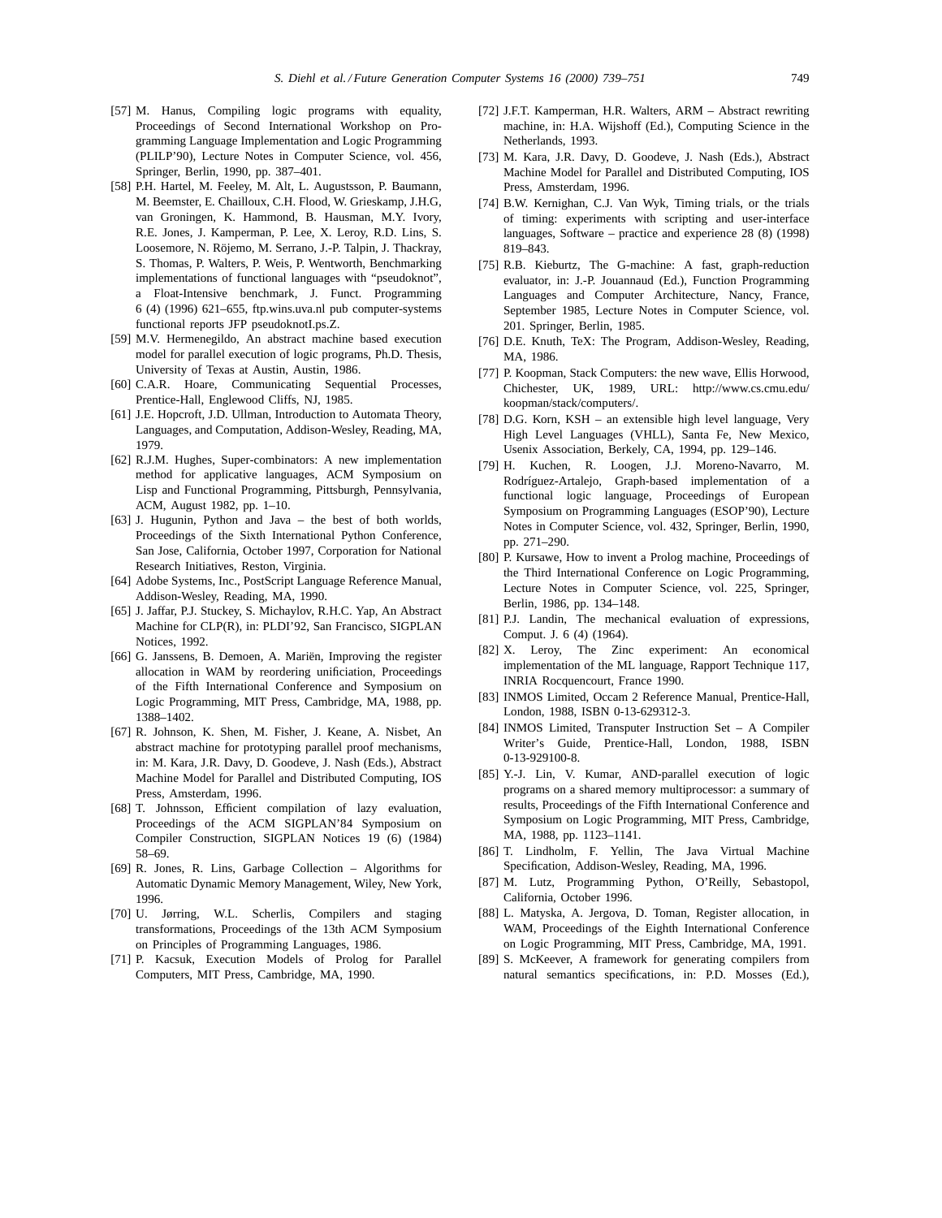[57] M. Hanus, Compiling logic programs with equality, Proceedings of Second International Workshop on Programming Language Implementation and Logic Programming (PLILP'90), Lecture Notes in Computer Science, vol. 456, Springer, Berlin, 1990, pp. 387–401.

[58] P.H. Hartel, M. Feeley, M. Alt, L. Augustsson, P. Baumann, M. Beemster, E. Chailloux, C.H. Flood, W. Grieskamp, J.H.G, van Groningen, K. Hammond, B. Hausman, M.Y. Ivory, R.E. Jones, J. Kamperman, P. Lee, X. Leroy, R.D. Lins, S. Loosemore, N. Röjemo, M. Serrano, J.-P. Talpin, J. Thackray, S. Thomas, P. Walters, P. Weis, P. Wentworth, Benchmarking implementations of functional languages with "pseudoknot", a Float-Intensive benchmark, J. Funct. Programming 6 (4) (1996) 621–655, ftp.wins.uva.nl pub computer-systems functional reports JFP pseudoknotI.ps.Z.

[59] M.V. Hermenegildo, An abstract machine based execution model for parallel execution of logic programs, Ph.D. Thesis, University of Texas at Austin, Austin, 1986.

[60] C.A.R. Hoare, Communicating Sequential Processes, Prentice-Hall, Englewood Cliffs, NJ, 1985.

[61] J.E. Hopcroft, J.D. Ullman, Introduction to Automata Theory, Languages, and Computation, Addison-Wesley, Reading, MA, 1979.

[62] R.J.M. Hughes, Super-combinators: A new implementation method for applicative languages, ACM Symposium on Lisp and Functional Programming, Pittsburgh, Pennsylvania, ACM, August 1982, pp. 1–10.

[63] J. Hugunin, Python and Java – the best of both worlds, Proceedings of the Sixth International Python Conference, San Jose, California, October 1997, Corporation for National Research Initiatives, Reston, Virginia.

[64] Adobe Systems, Inc., PostScript Language Reference Manual, Addison-Wesley, Reading, MA, 1990.

[65] J. Jaffar, P.J. Stuckey, S. Michaylov, R.H.C. Yap, An Abstract Machine for CLP(R), in: PLDI'92, San Francisco, SIGPLAN Notices, 1992.

[66] G. Janssens, B. Demoen, A. Mariën, Improving the register allocation in WAM by reordering unificiation, Proceedings of the Fifth International Conference and Symposium on Logic Programming, MIT Press, Cambridge, MA, 1988, pp. 1388–1402.

[67] R. Johnson, K. Shen, M. Fisher, J. Keane, A. Nisbet, An abstract machine for prototyping parallel proof mechanisms, in: M. Kara, J.R. Davy, D. Goodeve, J. Nash (Eds.), Abstract Machine Model for Parallel and Distributed Computing, IOS Press, Amsterdam, 1996.

[68] T. Johnsson, Efficient compilation of lazy evaluation, Proceedings of the ACM SIGPLAN'84 Symposium on Compiler Construction, SIGPLAN Notices 19 (6) (1984) 58–69.

[69] R. Jones, R. Lins, Garbage Collection – Algorithms for Automatic Dynamic Memory Management, Wiley, New York, 1996.

[70] U. Jørring, W.L. Scherlis, Compilers and staging transformations, Proceedings of the 13th ACM Symposium on Principles of Programming Languages, 1986.

[71] P. Kacsuk, Execution Models of Prolog for Parallel Computers, MIT Press, Cambridge, MA, 1990.

[72] J.F.T. Kamperman, H.R. Walters, ARM – Abstract rewriting machine, in: H.A. Wijshoff (Ed.), Computing Science in the Netherlands, 1993.

[73] M. Kara, J.R. Davy, D. Goodeve, J. Nash (Eds.), Abstract Machine Model for Parallel and Distributed Computing, IOS Press, Amsterdam, 1996.

[74] B.W. Kernighan, C.J. Van Wyk, Timing trials, or the trials of timing: experiments with scripting and user-interface languages, Software – practice and experience 28 (8) (1998) 819–843.

[75] R.B. Kieburtz, The G-machine: A fast, graph-reduction evaluator, in: J.-P. Jouannaud (Ed.), Function Programming Languages and Computer Architecture, Nancy, France, September 1985, Lecture Notes in Computer Science, vol. 201. Springer, Berlin, 1985.

[76] D.E. Knuth, TeX: The Program, Addison-Wesley, Reading, MA, 1986.

[77] P. Koopman, Stack Computers: the new wave, Ellis Horwood, Chichester, UK, 1989, URL: http://www.cs.cmu.edu/koopman/stack/computers/.

[78] D.G. Korn, KSH – an extensible high level language, Very High Level Languages (VHLL), Santa Fe, New Mexico, Usenix Association, Berkely, CA, 1994, pp. 129–146.

[79] H. Kuchen, R. Loogen, J.J. Moreno-Navarro, M. Rodríguez-Artalejo, Graph-based implementation of a functional logic language, Proceedings of European Symposium on Programming Languages (ESOP'90), Lecture Notes in Computer Science, vol. 432, Springer, Berlin, 1990, pp. 271–290.

[80] P. Kursawe, How to invent a Prolog machine, Proceedings of the Third International Conference on Logic Programming, Lecture Notes in Computer Science, vol. 225, Springer, Berlin, 1986, pp. 134–148.

[81] P.J. Landin, The mechanical evaluation of expressions, Comput. J. 6 (4) (1964).

[82] X. Leroy, The Zinc experiment: An economical implementation of the ML language, Rapport Technique 117, INRIA Rocquencourt, France 1990.

[83] INMOS Limited, Occam 2 Reference Manual, Prentice-Hall, London, 1988, ISBN 0-13-629312-3.

[84] INMOS Limited, Transputer Instruction Set – A Compiler Writer's Guide, Prentice-Hall, London, 1988, ISBN 0-13-929100-8.

[85] Y.-J. Lin, V. Kumar, AND-parallel execution of logic programs on a shared memory multiprocessor: a summary of results, Proceedings of the Fifth International Conference and Symposium on Logic Programming, MIT Press, Cambridge, MA, 1988, pp. 1123–1141.

[86] T. Lindholm, F. Yellin, The Java Virtual Machine Specification, Addison-Wesley, Reading, MA, 1996.

[87] M. Lutz, Programming Python, O'Reilly, Sebastopol, California, October 1996.

[88] L. Matyska, A. Jergova, D. Toman, Register allocation, in WAM, Proceedings of the Eighth International Conference on Logic Programming, MIT Press, Cambridge, MA, 1991.

[89] S. McKeever, A framework for generating compilers from natural semantics specifications, in: P.D. Mosses (Ed.),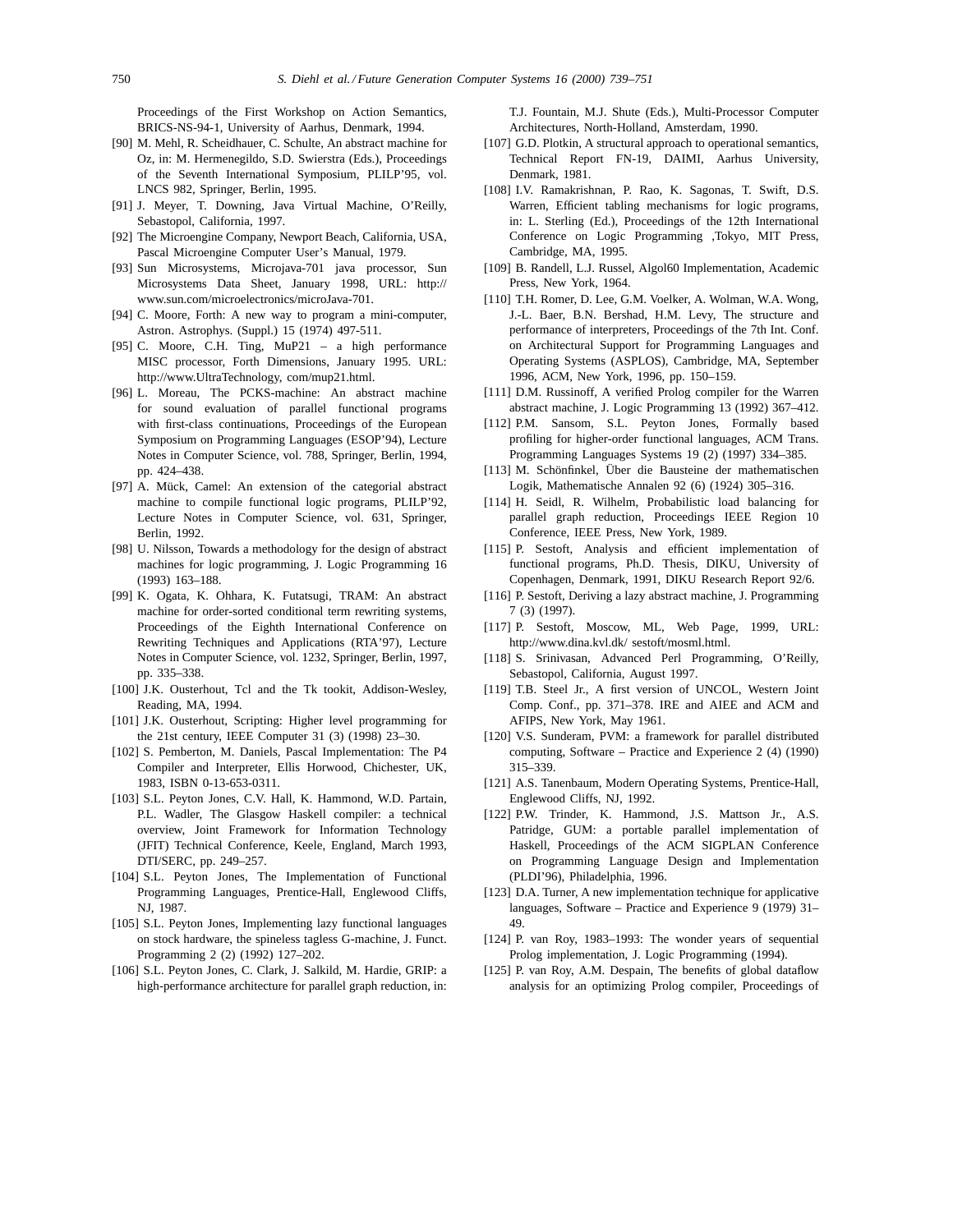Proceedings of the First Workshop on Action Semantics, BRICS-NS-94-1, University of Aarhus, Denmark, 1994.

[90] M. Mehl, R. Scheidhauer, C. Schulte, An abstract machine for Oz, in: M. Hermenegildo, S.D. Swierstra (Eds.), Proceedings of the Seventh International Symposium, PLILP'95, vol. LNCS 982, Springer, Berlin, 1995.

[91] J. Meyer, T. Downing, Java Virtual Machine, O'Reilly, Sebastopol, California, 1997.

[92] The Microengine Company, Newport Beach, California, USA, Pascal Microengine Computer User's Manual, 1979.

[93] Sun Microsystems, Microjava-701 java processor, Sun Microsystems Data Sheet, January 1998, URL: http://www.sun.com/microelectronics/microJava-701.

[94] C. Moore, Forth: A new way to program a mini-computer, Astron. Astrophys. (Suppl.) 15 (1974) 497-511.

[95] C. Moore, C.H. Ting, MuP21 – a high performance MISC processor, Forth Dimensions, January 1995. URL: http://www.UltraTechnology, com/mup21.html.

[96] L. Moreau, The PCKS-machine: An abstract machine for sound evaluation of parallel functional programs with first-class continuations, Proceedings of the European Symposium on Programming Languages (ESOP'94), Lecture Notes in Computer Science, vol. 788, Springer, Berlin, 1994, pp. 424–438.

[97] A. Mück, Camel: An extension of the categorial abstract machine to compile functional logic programs, PLILP'92, Lecture Notes in Computer Science, vol. 631, Springer, Berlin, 1992.

[98] U. Nilsson, Towards a methodology for the design of abstract machines for logic programming, J. Logic Programming 16 (1993) 163–188.

[99] K. Ogata, K. Ohhara, K. Futatsugi, TRAM: An abstract machine for order-sorted conditional term rewriting systems, Proceedings of the Eighth International Conference on Rewriting Techniques and Applications (RTA'97), Lecture Notes in Computer Science, vol. 1232, Springer, Berlin, 1997, pp. 335–338.

[100] J.K. Ousterhout, Tcl and the Tk tookit, Addison-Wesley, Reading, MA, 1994.

[101] J.K. Ousterhout, Scripting: Higher level programming for the 21st century, IEEE Computer 31 (3) (1998) 23–30.

[102] S. Pemberton, M. Daniels, Pascal Implementation: The P4 Compiler and Interpreter, Ellis Horwood, Chichester, UK, 1983, ISBN 0-13-653-0311.

[103] S.L. Peyton Jones, C.V. Hall, K. Hammond, W.D. Partain, P.L. Wadler, The Glasgow Haskell compiler: a technical overview, Joint Framework for Information Technology (JFIT) Technical Conference, Keele, England, March 1993, DTI/SERC, pp. 249–257.

[104] S.L. Peyton Jones, The Implementation of Functional Programming Languages, Prentice-Hall, Englewood Cliffs, NJ, 1987.

[105] S.L. Peyton Jones, Implementing lazy functional languages on stock hardware, the spineless tagless G-machine, J. Funct. Programming 2 (2) (1992) 127–202.

[106] S.L. Peyton Jones, C. Clark, J. Salkild, M. Hardie, GRIP: a high-performance architecture for parallel graph reduction, in: T.J. Fountain, M.J. Shute (Eds.), Multi-Processor Computer Architectures, North-Holland, Amsterdam, 1990.

[107] G.D. Plotkin, A structural approach to operational semantics, Technical Report FN-19, DAIMI, Aarhus University, Denmark, 1981.

[108] I.V. Ramakrishnan, P. Rao, K. Sagonas, T. Swift, D.S. Warren, Efficient tabling mechanisms for logic programs, in: L. Sterling (Ed.), Proceedings of the 12th International Conference on Logic Programming ,Tokyo, MIT Press, Cambridge, MA, 1995.

[109] B. Randell, L.J. Russel, Algol60 Implementation, Academic Press, New York, 1964.

[110] T.H. Romer, D. Lee, G.M. Voelker, A. Wolman, W.A. Wong, J.-L. Baer, B.N. Bershad, H.M. Levy, The structure and performance of interpreters, Proceedings of the 7th Int. Conf. on Architectural Support for Programming Languages and Operating Systems (ASPLOS), Cambridge, MA, September 1996, ACM, New York, 1996, pp. 150–159.

[111] D.M. Russinoff, A verified Prolog compiler for the Warren abstract machine, J. Logic Programming 13 (1992) 367–412.

[112] P.M. Sansom, S.L. Peyton Jones, Formally based profiling for higher-order functional languages, ACM Trans. Programming Languages Systems 19 (2) (1997) 334–385.

[113] M. Schönfinkel, Über die Bausteine der mathematischen Logik, Mathematische Annalen 92 (6) (1924) 305–316.

[114] H. Seidl, R. Wilhelm, Probabilistic load balancing for parallel graph reduction, Proceedings IEEE Region 10 Conference, IEEE Press, New York, 1989.

[115] P. Sestoft, Analysis and efficient implementation of functional programs, Ph.D. Thesis, DIKU, University of Copenhagen, Denmark, 1991, DIKU Research Report 92/6.

[116] P. Sestoft, Deriving a lazy abstract machine, J. Programming 7 (3) (1997).

[117] P. Sestoft, Moscow, ML, Web Page, 1999, URL: http://www.dina.kvl.dk/ sestoft/mosml.html.

[118] S. Srinivasan, Advanced Perl Programming, O'Reilly, Sebastopol, California, August 1997.

[119] T.B. Steel Jr., A first version of UNCOL, Western Joint Comp. Conf., pp. 371–378. IRE and AIEE and ACM and AFIPS, New York, May 1961.

[120] V.S. Sunderam, PVM: a framework for parallel distributed computing, Software – Practice and Experience 2 (4) (1990) 315–339.

[121] A.S. Tanenbaum, Modern Operating Systems, Prentice-Hall, Englewood Cliffs, NJ, 1992.

[122] P.W. Trinder, K. Hammond, J.S. Mattson Jr., A.S. Patridge, GUM: a portable parallel implementation of Haskell, Proceedings of the ACM SIGPLAN Conference on Programming Language Design and Implementation (PLDI'96), Philadelphia, 1996.

[123] D.A. Turner, A new implementation technique for applicative languages, Software – Practice and Experience 9 (1979) 31–49.

[124] P. van Roy, 1983–1993: The wonder years of sequential Prolog implementation, J. Logic Programming (1994).

[125] P. van Roy, A.M. Despain, The benefits of global dataflow analysis for an optimizing Prolog compiler, Proceedings of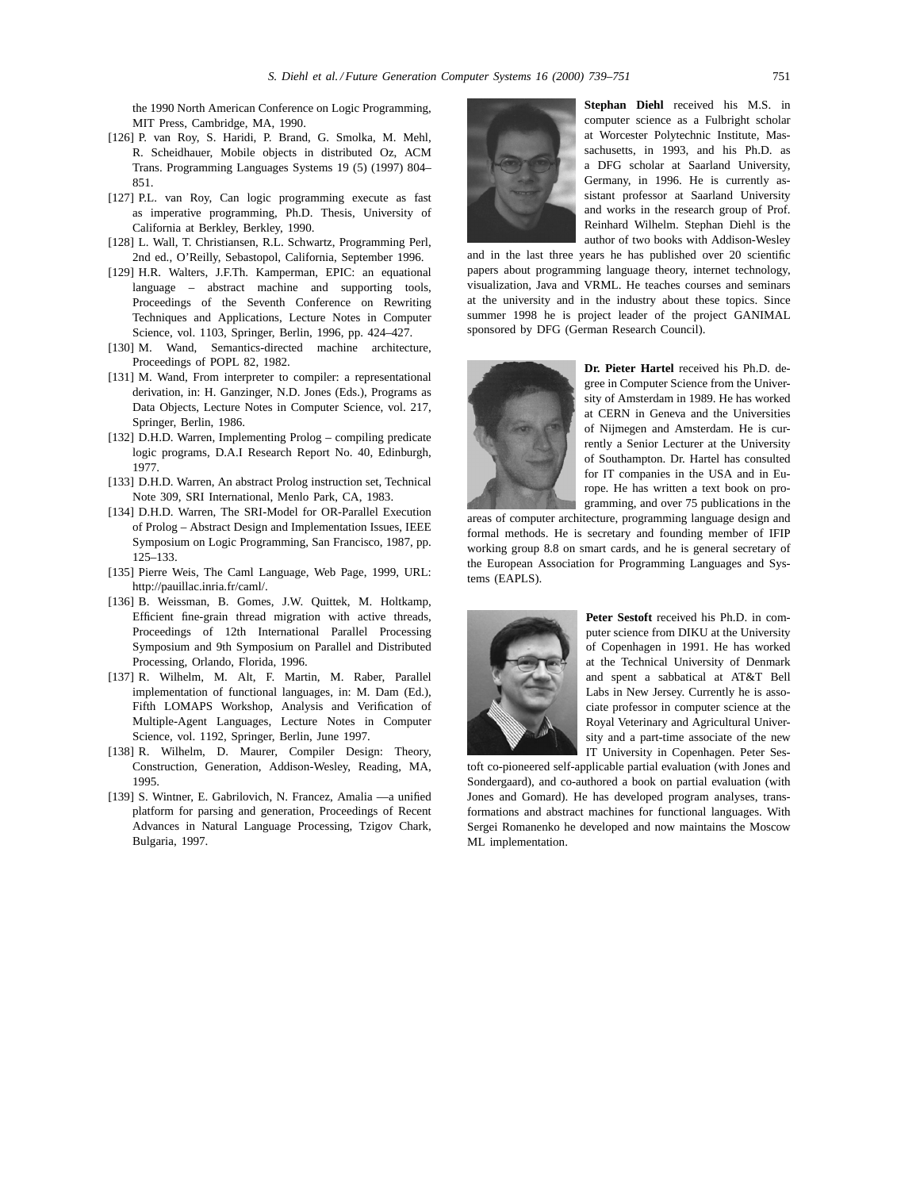the 1990 North American Conference on Logic Programming, MIT Press, Cambridge, MA, 1990.

[126] P. van Roy, S. Haridi, P. Brand, G. Smolka, M. Mehl, R. Scheidhauer, Mobile objects in distributed Oz, ACM Trans. Programming Languages Systems 19 (5) (1997) 804–851.

[127] P.L. van Roy, Can logic programming execute as fast as imperative programming, Ph.D. Thesis, University of California at Berkley, Berkley, 1990.

[128] L. Wall, T. Christiansen, R.L. Schwartz, Programming Perl, 2nd ed., O'Reilly, Sebastopol, California, September 1996.

[129] H.R. Walters, J.F.Th. Kamperman, EPIC: an equational language – abstract machine and supporting tools, Proceedings of the Seventh Conference on Rewriting Techniques and Applications, Lecture Notes in Computer Science, vol. 1103, Springer, Berlin, 1996, pp. 424–427.

[130] M. Wand, Semantics-directed machine architecture, Proceedings of POPL 82, 1982.

[131] M. Wand, From interpreter to compiler: a representational derivation, in: H. Ganzinger, N.D. Jones (Eds.), Programs as Data Objects, Lecture Notes in Computer Science, vol. 217, Springer, Berlin, 1986.

[132] D.H.D. Warren, Implementing Prolog – compiling predicate logic programs, D.A.I Research Report No. 40, Edinburgh, 1977.

[133] D.H.D. Warren, An abstract Prolog instruction set, Technical Note 309, SRI International, Menlo Park, CA, 1983.

[134] D.H.D. Warren, The SRI-Model for OR-Parallel Execution of Prolog – Abstract Design and Implementation Issues, IEEE Symposium on Logic Programming, San Francisco, 1987, pp. 125–133.

[135] Pierre Weis, The Caml Language, Web Page, 1999, URL: http://pauillac.inria.fr/caml/.

[136] B. Weissman, B. Gomes, J.W. Quittek, M. Holtkamp, Efficient fine-grain thread migration with active threads, Proceedings of 12th International Parallel Processing Symposium and 9th Symposium on Parallel and Distributed Processing, Orlando, Florida, 1996.

[137] R. Wilhelm, M. Alt, F. Martin, M. Raber, Parallel implementation of functional languages, in: M. Dam (Ed.), Fifth LOMAPS Workshop, Analysis and Verification of Multiple-Agent Languages, Lecture Notes in Computer Science, vol. 1192, Springer, Berlin, June 1997.

[138] R. Wilhelm, D. Maurer, Compiler Design: Theory, Construction, Generation, Addison-Wesley, Reading, MA, 1995.

[139] S. Wintner, E. Gabrilovich, N. Francez, Amalia —a unified platform for parsing and generation, Proceedings of Recent Advances in Natural Language Processing, Tzigov Chark, Bulgaria, 1997.

**Stephan Diehl** received his M.S. in computer science as a Fulbright scholar at Worcester Polytechnic Institute, Massachusetts, in 1993, and his Ph.D. as a DFG scholar at Saarland University, Germany, in 1996. He is currently assistant professor at Saarland University and works in the research group of Prof. Reinhard Wilhelm. Stephan Diehl is the author of two books with Addison-Wesley and in the last three years he has published over 20 scientific papers about programming language theory, internet technology, visualization, Java and VRML. He teaches courses and seminars at the university and in the industry about these topics. Since summer 1998 he is project leader of the project GANIMAL sponsored by DFG (German Research Council).

**Dr. Pieter Hartel** received his Ph.D. degree in Computer Science from the University of Amsterdam in 1989. He has worked at CERN in Geneva and the Universities of Nijmegen and Amsterdam. He is currently a Senior Lecturer at the University of Southampton. Dr. Hartel has consulted for IT companies in the USA and in Europe. He has written a text book on programming, and over 75 publications in the areas of computer architecture, programming language design and formal methods. He is secretary and founding member of IFIP working group 8.8 on smart cards, and he is general secretary of the European Association for Programming Languages and Systems (EAPLS).

**Peter Sestoft** received his Ph.D. in computer science from DIKU at the University of Copenhagen in 1991. He has worked at the Technical University of Denmark and spent a sabbatical at AT&T Bell Labs in New Jersey. Currently he is associate professor in computer science at the Royal Veterinary and Agricultural University and a part-time associate of the new IT University in Copenhagen. Peter Sestoft co-pioneered self-applicable partial evaluation (with Jones and Sondergaard), and co-authored a book on partial evaluation (with Jones and Gomard). He has developed program analyses, transformations and abstract machines for functional languages. With Sergei Romanenko he developed and now maintains the Moscow ML implementation.